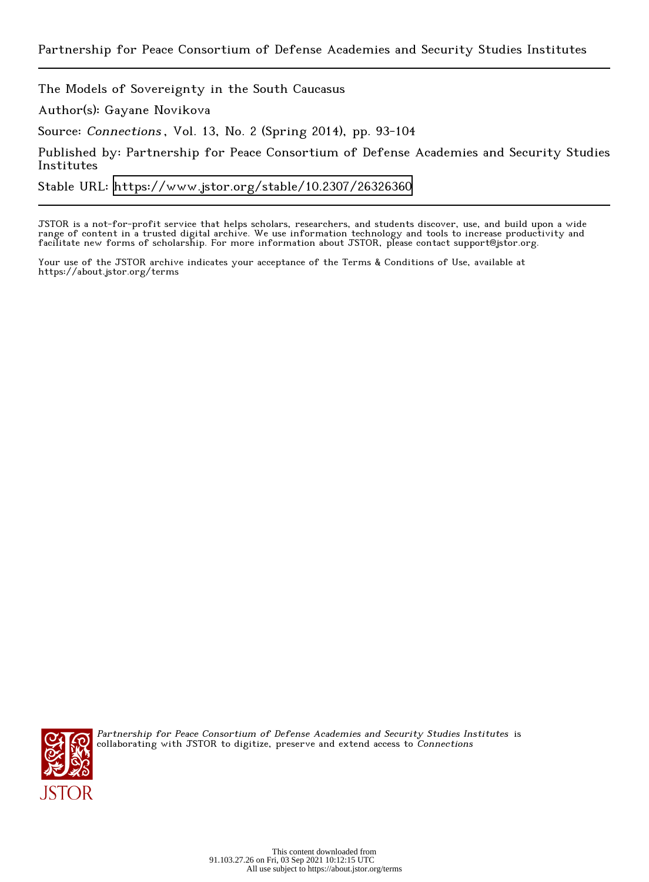Partnership for Peace Consortium of Defense Academies and Security Studies Institutes

The Models of Sovereignty in the South Caucasus

Author(s): Gayane Novikova

Source: *Connections*, Vol. 13, No. 2 (Spring 2014), pp. 93-104

Published by: Partnership for Peace Consortium of Defense Academies and Security Studies Institutes

Stable URL: https://www.jstor.org/stable/10.2307/26326360

---

JSTOR is a not-for-profit service that helps scholars, researchers, and students discover, use, and build upon a wide range of content in a trusted digital archive. We use information technology and tools to increase productivity and facilitate new forms of scholarship. For more information about JSTOR, please contact support@jstor.org.

Your use of the JSTOR archive indicates your acceptance of the Terms & Conditions of Use, available at https://about.jstor.org/terms

*Partnership for Peace Consortium of Defense Academies and Security Studies Institutes* is collaborating with JSTOR to digitize, preserve and extend access to *Connections*

This content downloaded from 91.103.27.26 on Fri, 03 Sep 2021 10:12:15 UTC
All use subject to https://about.jstor.org/terms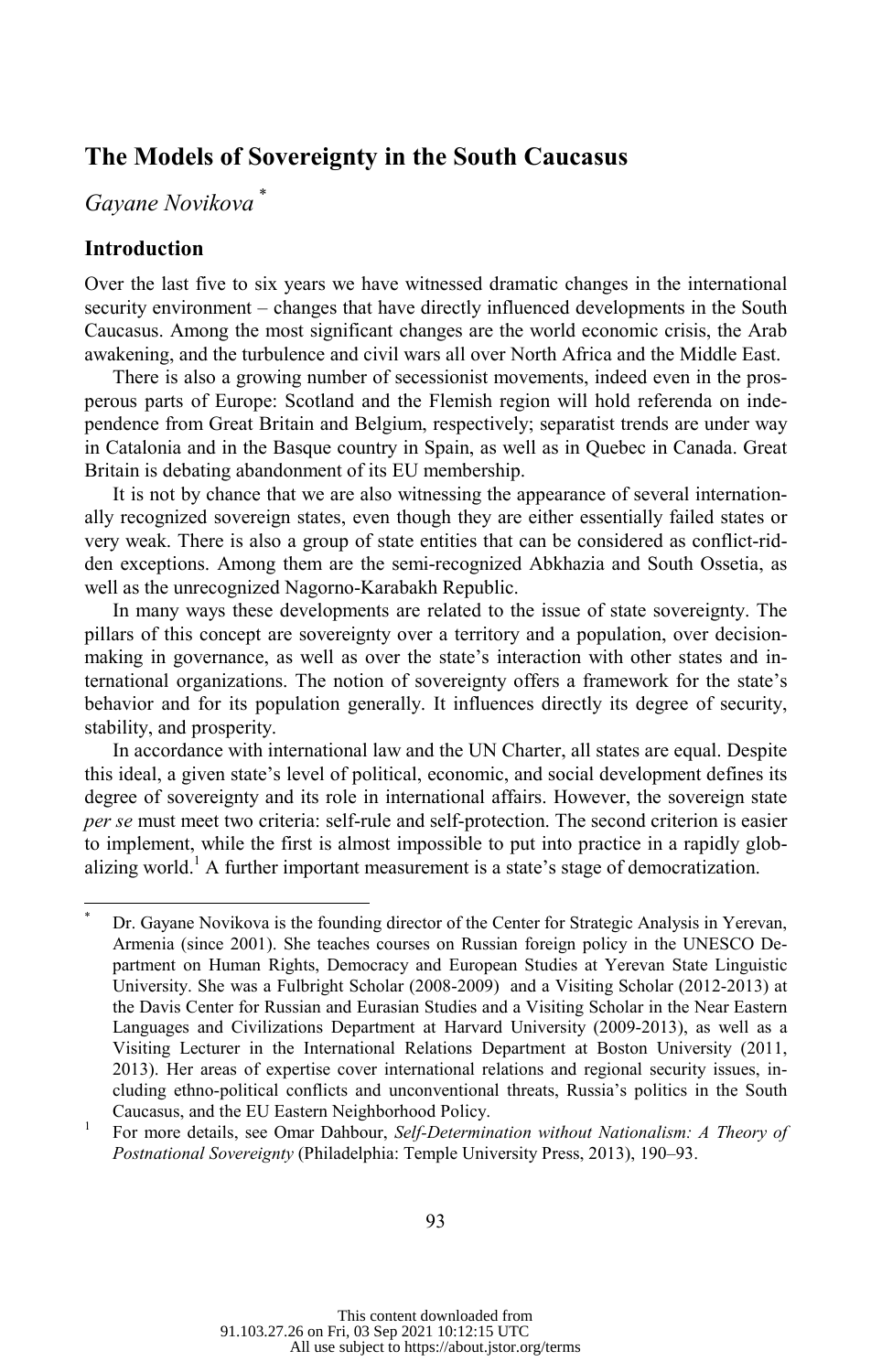# The Models of Sovereignty in the South Caucasus

*Gayane Novikova* [*]

## Introduction

Over the last five to six years we have witnessed dramatic changes in the international security environment – changes that have directly influenced developments in the South Caucasus. Among the most significant changes are the world economic crisis, the Arab awakening, and the turbulence and civil wars all over North Africa and the Middle East.

There is also a growing number of secessionist movements, indeed even in the prosperous parts of Europe: Scotland and the Flemish region will hold referenda on independence from Great Britain and Belgium, respectively; separatist trends are under way in Catalonia and in the Basque country in Spain, as well as in Quebec in Canada. Great Britain is debating abandonment of its EU membership.

It is not by chance that we are also witnessing the appearance of several internationally recognized sovereign states, even though they are either essentially failed states or very weak. There is also a group of state entities that can be considered as conflict-ridden exceptions. Among them are the semi-recognized Abkhazia and South Ossetia, as well as the unrecognized Nagorno-Karabakh Republic.

In many ways these developments are related to the issue of state sovereignty. The pillars of this concept are sovereignty over a territory and a population, over decision-making in governance, as well as over the state's interaction with other states and international organizations. The notion of sovereignty offers a framework for the state's behavior and for its population generally. It influences directly its degree of security, stability, and prosperity.

In accordance with international law and the UN Charter, all states are equal. Despite this ideal, a given state's level of political, economic, and social development defines its degree of sovereignty and its role in international affairs. However, the sovereign state *per se* must meet two criteria: self-rule and self-protection. The second criterion is easier to implement, while the first is almost impossible to put into practice in a rapidly globalizing world.[1] A further important measurement is a state's stage of democratization.

---

[*] Dr. Gayane Novikova is the founding director of the Center for Strategic Analysis in Yerevan, Armenia (since 2001). She teaches courses on Russian foreign policy in the UNESCO Department on Human Rights, Democracy and European Studies at Yerevan State Linguistic University. She was a Fulbright Scholar (2008-2009) and a Visiting Scholar (2012-2013) at the Davis Center for Russian and Eurasian Studies and a Visiting Scholar in the Near Eastern Languages and Civilizations Department at Harvard University (2009-2013), as well as a Visiting Lecturer in the International Relations Department at Boston University (2011, 2013). Her areas of expertise cover international relations and regional security issues, including ethno-political conflicts and unconventional threats, Russia's politics in the South Caucasus, and the EU Eastern Neighborhood Policy.

[1] For more details, see Omar Dahbour, *Self-Determination without Nationalism: A Theory of Postnational Sovereignty* (Philadelphia: Temple University Press, 2013), 190–93.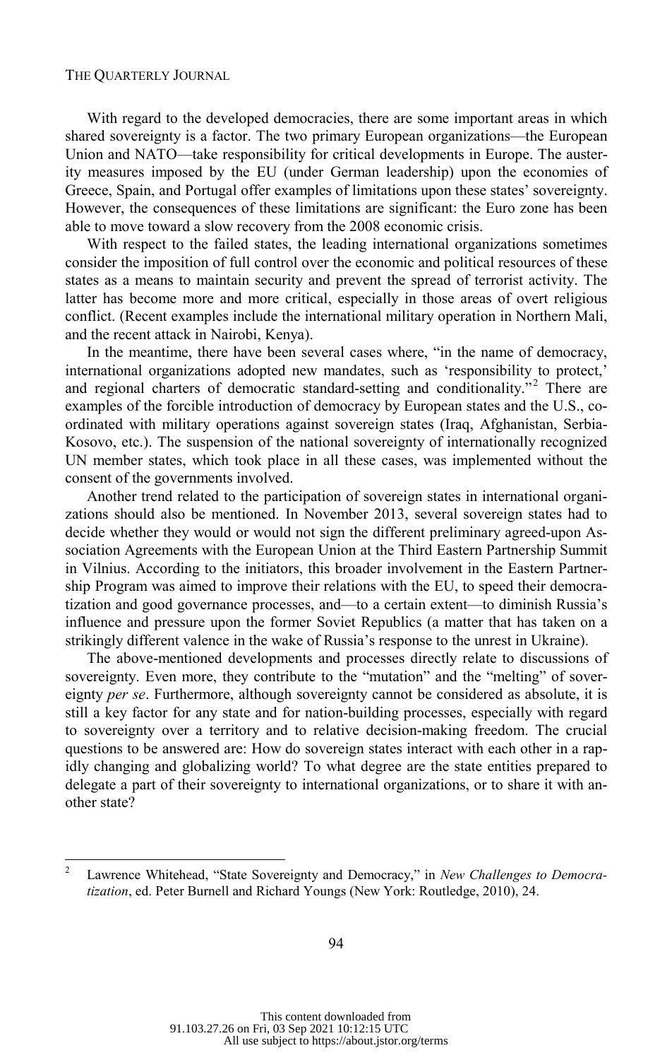With regard to the developed democracies, there are some important areas in which shared sovereignty is a factor. The two primary European organizations—the European Union and NATO—take responsibility for critical developments in Europe. The austerity measures imposed by the EU (under German leadership) upon the economies of Greece, Spain, and Portugal offer examples of limitations upon these states' sovereignty. However, the consequences of these limitations are significant: the Euro zone has been able to move toward a slow recovery from the 2008 economic crisis.

With respect to the failed states, the leading international organizations sometimes consider the imposition of full control over the economic and political resources of these states as a means to maintain security and prevent the spread of terrorist activity. The latter has become more and more critical, especially in those areas of overt religious conflict. (Recent examples include the international military operation in Northern Mali, and the recent attack in Nairobi, Kenya).

In the meantime, there have been several cases where, "in the name of democracy, international organizations adopted new mandates, such as 'responsibility to protect,' and regional charters of democratic standard-setting and conditionality."[2] There are examples of the forcible introduction of democracy by European states and the U.S., coordinated with military operations against sovereign states (Iraq, Afghanistan, Serbia-Kosovo, etc.). The suspension of the national sovereignty of internationally recognized UN member states, which took place in all these cases, was implemented without the consent of the governments involved.

Another trend related to the participation of sovereign states in international organizations should also be mentioned. In November 2013, several sovereign states had to decide whether they would or would not sign the different preliminary agreed-upon Association Agreements with the European Union at the Third Eastern Partnership Summit in Vilnius. According to the initiators, this broader involvement in the Eastern Partnership Program was aimed to improve their relations with the EU, to speed their democratization and good governance processes, and—to a certain extent—to diminish Russia's influence and pressure upon the former Soviet Republics (a matter that has taken on a strikingly different valence in the wake of Russia's response to the unrest in Ukraine).

The above-mentioned developments and processes directly relate to discussions of sovereignty. Even more, they contribute to the "mutation" and the "melting" of sovereignty *per se*. Furthermore, although sovereignty cannot be considered as absolute, it is still a key factor for any state and for nation-building processes, especially with regard to sovereignty over a territory and to relative decision-making freedom. The crucial questions to be answered are: How do sovereign states interact with each other in a rapidly changing and globalizing world? To what degree are the state entities prepared to delegate a part of their sovereignty to international organizations, or to share it with another state?

---

[2] Lawrence Whitehead, "State Sovereignty and Democracy," in *New Challenges to Democratization*, ed. Peter Burnell and Richard Youngs (New York: Routledge, 2010), 24.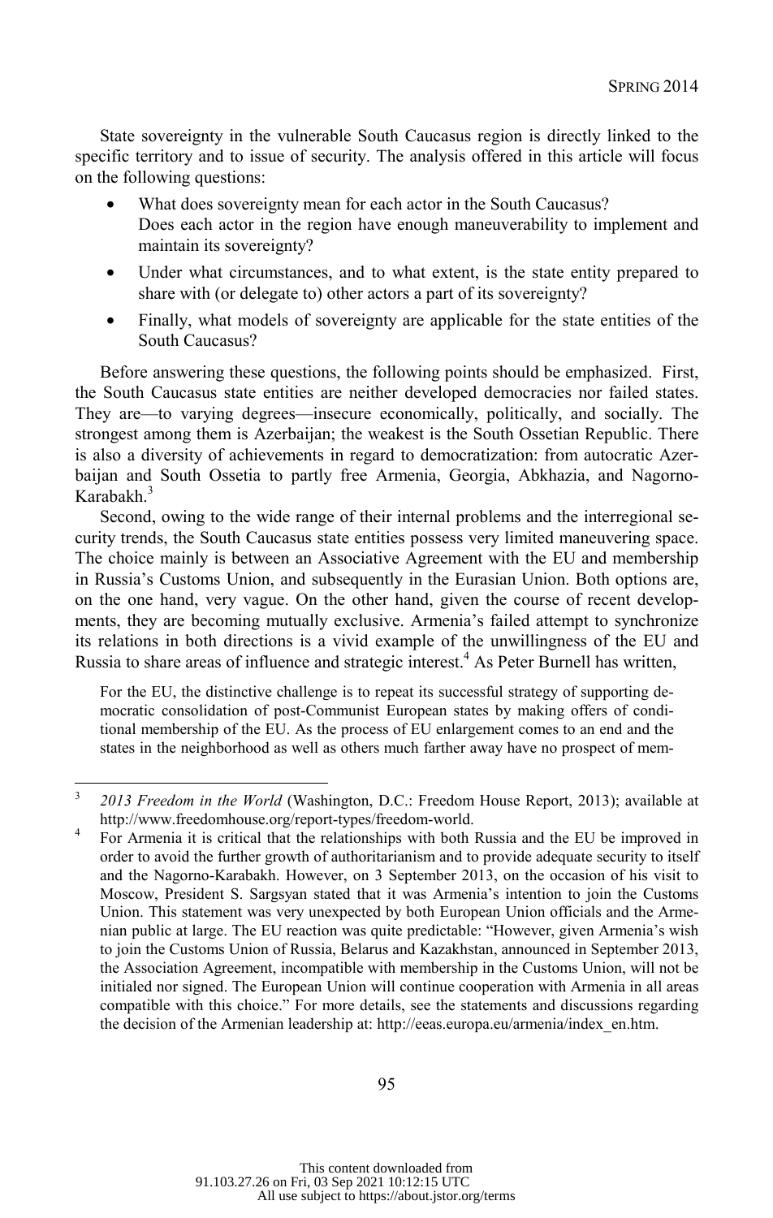State sovereignty in the vulnerable South Caucasus region is directly linked to the specific territory and to issue of security. The analysis offered in this article will focus on the following questions:

- What does sovereignty mean for each actor in the South Caucasus?
  Does each actor in the region have enough maneuverability to implement and maintain its sovereignty?
- Under what circumstances, and to what extent, is the state entity prepared to share with (or delegate to) other actors a part of its sovereignty?
- Finally, what models of sovereignty are applicable for the state entities of the South Caucasus?

Before answering these questions, the following points should be emphasized. First, the South Caucasus state entities are neither developed democracies nor failed states. They are—to varying degrees—insecure economically, politically, and socially. The strongest among them is Azerbaijan; the weakest is the South Ossetian Republic. There is also a diversity of achievements in regard to democratization: from autocratic Azerbaijan and South Ossetia to partly free Armenia, Georgia, Abkhazia, and Nagorno-Karabakh.[3]

Second, owing to the wide range of their internal problems and the interregional security trends, the South Caucasus state entities possess very limited maneuvering space. The choice mainly is between an Associative Agreement with the EU and membership in Russia's Customs Union, and subsequently in the Eurasian Union. Both options are, on the one hand, very vague. On the other hand, given the course of recent developments, they are becoming mutually exclusive. Armenia's failed attempt to synchronize its relations in both directions is a vivid example of the unwillingness of the EU and Russia to share areas of influence and strategic interest.[4] As Peter Burnell has written,

> For the EU, the distinctive challenge is to repeat its successful strategy of supporting democratic consolidation of post-Communist European states by making offers of conditional membership of the EU. As the process of EU enlargement comes to an end and the states in the neighborhood as well as others much farther away have no prospect of mem-

---

[3] *2013 Freedom in the World* (Washington, D.C.: Freedom House Report, 2013); available at http://www.freedomhouse.org/report-types/freedom-world.

[4] For Armenia it is critical that the relationships with both Russia and the EU be improved in order to avoid the further growth of authoritarianism and to provide adequate security to itself and the Nagorno-Karabakh. However, on 3 September 2013, on the occasion of his visit to Moscow, President S. Sargsyan stated that it was Armenia's intention to join the Customs Union. This statement was very unexpected by both European Union officials and the Armenian public at large. The EU reaction was quite predictable: "However, given Armenia's wish to join the Customs Union of Russia, Belarus and Kazakhstan, announced in September 2013, the Association Agreement, incompatible with membership in the Customs Union, will not be initialed nor signed. The European Union will continue cooperation with Armenia in all areas compatible with this choice." For more details, see the statements and discussions regarding the decision of the Armenian leadership at: http://eeas.europa.eu/armenia/index_en.htm.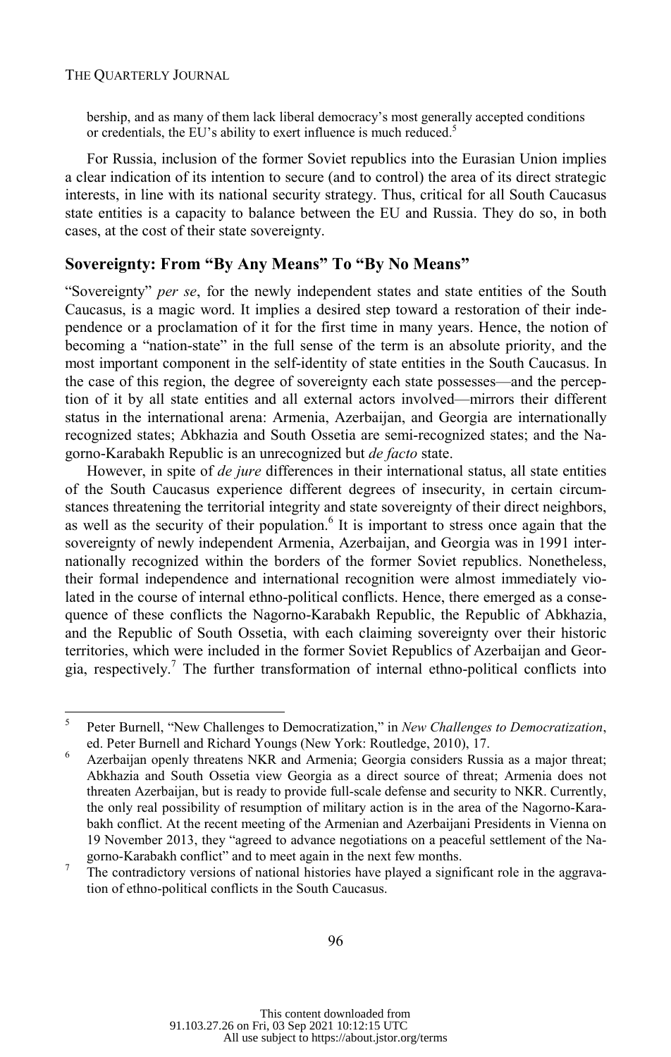bership, and as many of them lack liberal democracy's most generally accepted conditions or credentials, the EU's ability to exert influence is much reduced.[5]

For Russia, inclusion of the former Soviet republics into the Eurasian Union implies a clear indication of its intention to secure (and to control) the area of its direct strategic interests, in line with its national security strategy. Thus, critical for all South Caucasus state entities is a capacity to balance between the EU and Russia. They do so, in both cases, at the cost of their state sovereignty.

## Sovereignty: From "By Any Means" To "By No Means"

"Sovereignty" *per se*, for the newly independent states and state entities of the South Caucasus, is a magic word. It implies a desired step toward a restoration of their independence or a proclamation of it for the first time in many years. Hence, the notion of becoming a "nation-state" in the full sense of the term is an absolute priority, and the most important component in the self-identity of state entities in the South Caucasus. In the case of this region, the degree of sovereignty each state possesses—and the perception of it by all state entities and all external actors involved—mirrors their different status in the international arena: Armenia, Azerbaijan, and Georgia are internationally recognized states; Abkhazia and South Ossetia are semi-recognized states; and the Nagorno-Karabakh Republic is an unrecognized but *de facto* state.

However, in spite of *de jure* differences in their international status, all state entities of the South Caucasus experience different degrees of insecurity, in certain circumstances threatening the territorial integrity and state sovereignty of their direct neighbors, as well as the security of their population.[6] It is important to stress once again that the sovereignty of newly independent Armenia, Azerbaijan, and Georgia was in 1991 internationally recognized within the borders of the former Soviet republics. Nonetheless, their formal independence and international recognition were almost immediately violated in the course of internal ethno-political conflicts. Hence, there emerged as a consequence of these conflicts the Nagorno-Karabakh Republic, the Republic of Abkhazia, and the Republic of South Ossetia, with each claiming sovereignty over their historic territories, which were included in the former Soviet Republics of Azerbaijan and Georgia, respectively.[7] The further transformation of internal ethno-political conflicts into

---

[5] Peter Burnell, "New Challenges to Democratization," in *New Challenges to Democratization*, ed. Peter Burnell and Richard Youngs (New York: Routledge, 2010), 17.

[6] Azerbaijan openly threatens NKR and Armenia; Georgia considers Russia as a major threat; Abkhazia and South Ossetia view Georgia as a direct source of threat; Armenia does not threaten Azerbaijan, but is ready to provide full-scale defense and security to NKR. Currently, the only real possibility of resumption of military action is in the area of the Nagorno-Karabakh conflict. At the recent meeting of the Armenian and Azerbaijani Presidents in Vienna on 19 November 2013, they "agreed to advance negotiations on a peaceful settlement of the Nagorno-Karabakh conflict" and to meet again in the next few months.

[7] The contradictory versions of national histories have played a significant role in the aggravation of ethno-political conflicts in the South Caucasus.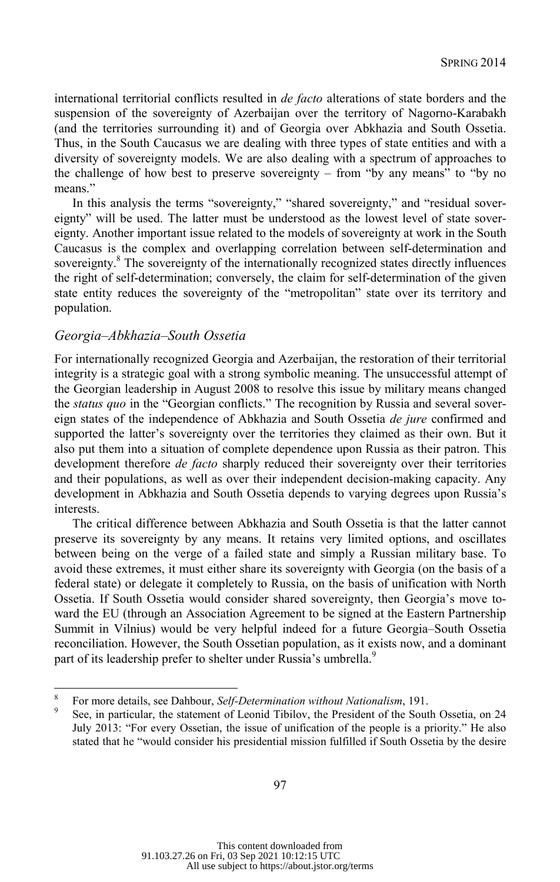international territorial conflicts resulted in *de facto* alterations of state borders and the suspension of the sovereignty of Azerbaijan over the territory of Nagorno-Karabakh (and the territories surrounding it) and of Georgia over Abkhazia and South Ossetia. Thus, in the South Caucasus we are dealing with three types of state entities and with a diversity of sovereignty models. We are also dealing with a spectrum of approaches to the challenge of how best to preserve sovereignty – from "by any means" to "by no means."

In this analysis the terms "sovereignty," "shared sovereignty," and "residual sovereignty" will be used. The latter must be understood as the lowest level of state sovereignty. Another important issue related to the models of sovereignty at work in the South Caucasus is the complex and overlapping correlation between self-determination and sovereignty.[8] The sovereignty of the internationally recognized states directly influences the right of self-determination; conversely, the claim for self-determination of the given state entity reduces the sovereignty of the "metropolitan" state over its territory and population.

## *Georgia–Abkhazia–South Ossetia*

For internationally recognized Georgia and Azerbaijan, the restoration of their territorial integrity is a strategic goal with a strong symbolic meaning. The unsuccessful attempt of the Georgian leadership in August 2008 to resolve this issue by military means changed the *status quo* in the "Georgian conflicts." The recognition by Russia and several sovereign states of the independence of Abkhazia and South Ossetia *de jure* confirmed and supported the latter's sovereignty over the territories they claimed as their own. But it also put them into a situation of complete dependence upon Russia as their patron. This development therefore *de facto* sharply reduced their sovereignty over their territories and their populations, as well as over their independent decision-making capacity. Any development in Abkhazia and South Ossetia depends to varying degrees upon Russia's interests.

The critical difference between Abkhazia and South Ossetia is that the latter cannot preserve its sovereignty by any means. It retains very limited options, and oscillates between being on the verge of a failed state and simply a Russian military base. To avoid these extremes, it must either share its sovereignty with Georgia (on the basis of a federal state) or delegate it completely to Russia, on the basis of unification with North Ossetia. If South Ossetia would consider shared sovereignty, then Georgia's move toward the EU (through an Association Agreement to be signed at the Eastern Partnership Summit in Vilnius) would be very helpful indeed for a future Georgia–South Ossetia reconciliation. However, the South Ossetian population, as it exists now, and a dominant part of its leadership prefer to shelter under Russia's umbrella.[9]

---

[8] For more details, see Dahbour, *Self-Determination without Nationalism*, 191.

[9] See, in particular, the statement of Leonid Tibilov, the President of the South Ossetia, on 24 July 2013: "For every Ossetian, the issue of unification of the people is a priority." He also stated that he "would consider his presidential mission fulfilled if South Ossetia by the desire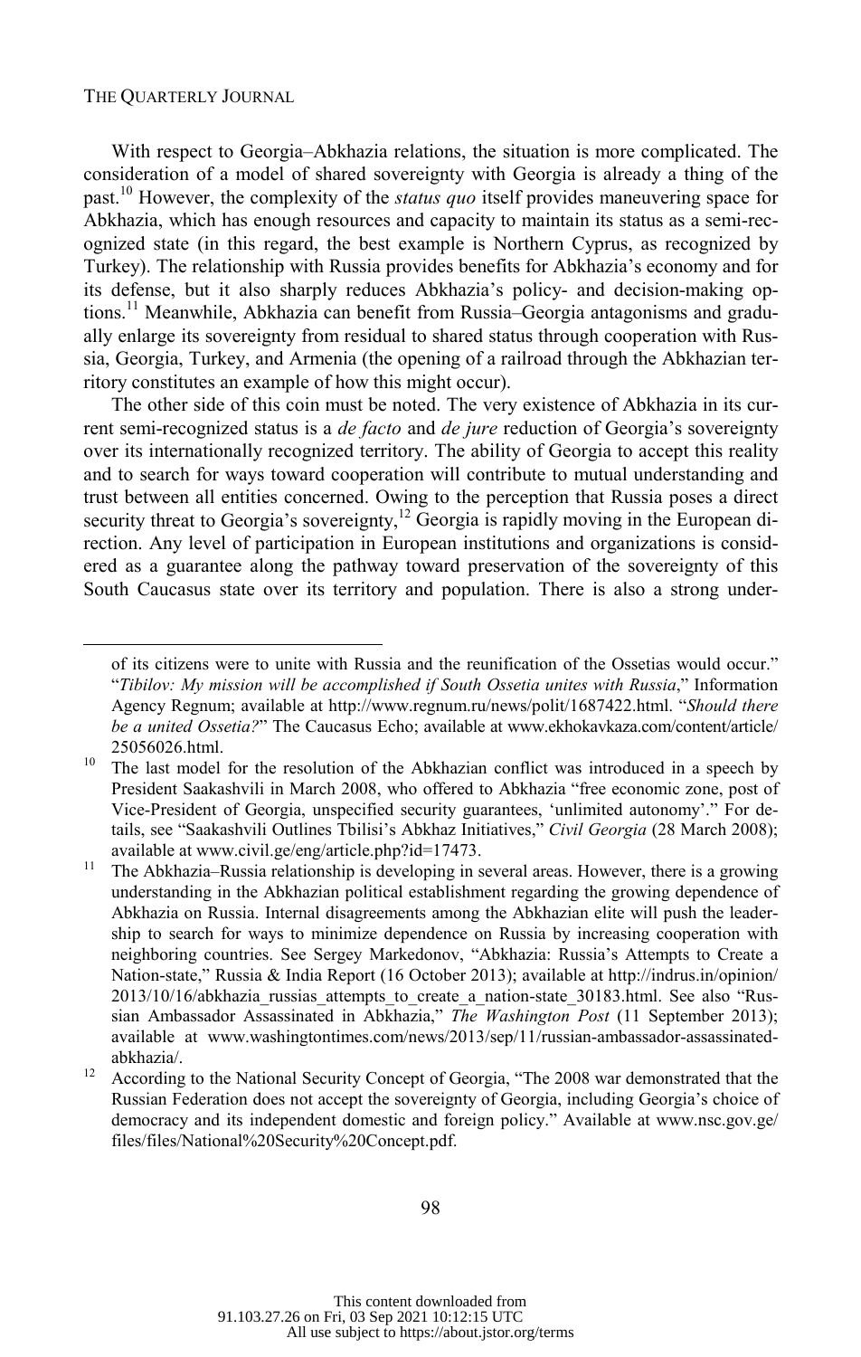With respect to Georgia–Abkhazia relations, the situation is more complicated. The consideration of a model of shared sovereignty with Georgia is already a thing of the past.[10] However, the complexity of the *status quo* itself provides maneuvering space for Abkhazia, which has enough resources and capacity to maintain its status as a semi-recognized state (in this regard, the best example is Northern Cyprus, as recognized by Turkey). The relationship with Russia provides benefits for Abkhazia's economy and for its defense, but it also sharply reduces Abkhazia's policy- and decision-making options.[11] Meanwhile, Abkhazia can benefit from Russia–Georgia antagonisms and gradually enlarge its sovereignty from residual to shared status through cooperation with Russia, Georgia, Turkey, and Armenia (the opening of a railroad through the Abkhazian territory constitutes an example of how this might occur).

The other side of this coin must be noted. The very existence of Abkhazia in its current semi-recognized status is a *de facto* and *de jure* reduction of Georgia's sovereignty over its internationally recognized territory. The ability of Georgia to accept this reality and to search for ways toward cooperation will contribute to mutual understanding and trust between all entities concerned. Owing to the perception that Russia poses a direct security threat to Georgia's sovereignty,[12] Georgia is rapidly moving in the European direction. Any level of participation in European institutions and organizations is considered as a guarantee along the pathway toward preservation of the sovereignty of this South Caucasus state over its territory and population. There is also a strong under-

---

of its citizens were to unite with Russia and the reunification of the Ossetias would occur." "*Tibilov: My mission will be accomplished if South Ossetia unites with Russia*," Information Agency Regnum; available at http://www.regnum.ru/news/polit/1687422.html. "*Should there be a united Ossetia?*" The Caucasus Echo; available at www.ekhokavkaza.com/content/article/25056026.html.

[10] The last model for the resolution of the Abkhazian conflict was introduced in a speech by President Saakashvili in March 2008, who offered to Abkhazia "free economic zone, post of Vice-President of Georgia, unspecified security guarantees, 'unlimited autonomy'." For details, see "Saakashvili Outlines Tbilisi's Abkhaz Initiatives," *Civil Georgia* (28 March 2008); available at www.civil.ge/eng/article.php?id=17473.

[11] The Abkhazia–Russia relationship is developing in several areas. However, there is a growing understanding in the Abkhazian political establishment regarding the growing dependence of Abkhazia on Russia. Internal disagreements among the Abkhazian elite will push the leadership to search for ways to minimize dependence on Russia by increasing cooperation with neighboring countries. See Sergey Markedonov, "Abkhazia: Russia's Attempts to Create a Nation-state," Russia & India Report (16 October 2013); available at http://indrus.in/opinion/2013/10/16/abkhazia_russias_attempts_to_create_a_nation-state_30183.html. See also "Russian Ambassador Assassinated in Abkhazia," *The Washington Post* (11 September 2013); available at www.washingtontimes.com/news/2013/sep/11/russian-ambassador-assassinated-abkhazia/.

[12] According to the National Security Concept of Georgia, "The 2008 war demonstrated that the Russian Federation does not accept the sovereignty of Georgia, including Georgia's choice of democracy and its independent domestic and foreign policy." Available at www.nsc.gov.ge/files/files/National%20Security%20Concept.pdf.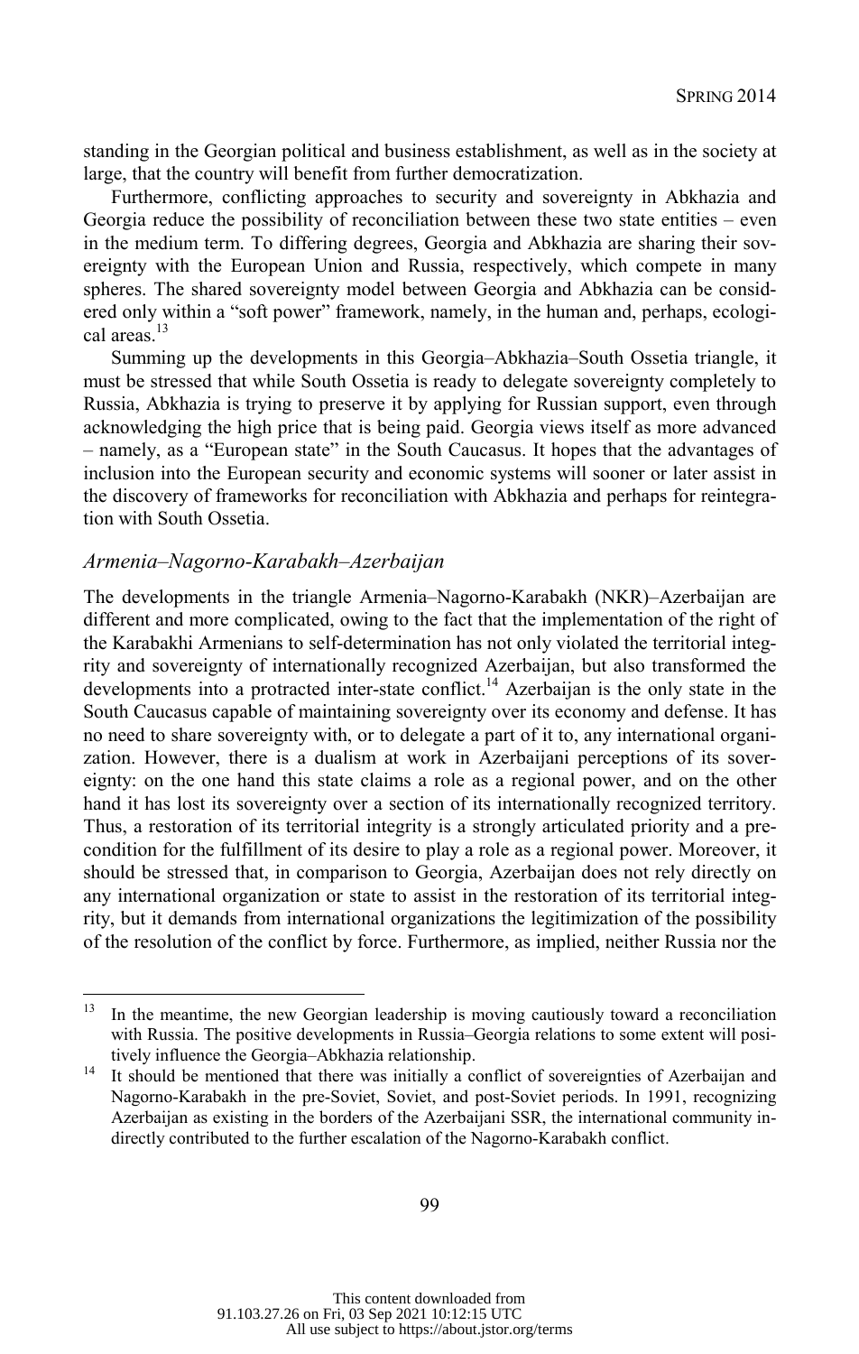standing in the Georgian political and business establishment, as well as in the society at large, that the country will benefit from further democratization.

Furthermore, conflicting approaches to security and sovereignty in Abkhazia and Georgia reduce the possibility of reconciliation between these two state entities – even in the medium term. To differing degrees, Georgia and Abkhazia are sharing their sovereignty with the European Union and Russia, respectively, which compete in many spheres. The shared sovereignty model between Georgia and Abkhazia can be considered only within a "soft power" framework, namely, in the human and, perhaps, ecological areas.[13]

Summing up the developments in this Georgia–Abkhazia–South Ossetia triangle, it must be stressed that while South Ossetia is ready to delegate sovereignty completely to Russia, Abkhazia is trying to preserve it by applying for Russian support, even through acknowledging the high price that is being paid. Georgia views itself as more advanced – namely, as a "European state" in the South Caucasus. It hopes that the advantages of inclusion into the European security and economic systems will sooner or later assist in the discovery of frameworks for reconciliation with Abkhazia and perhaps for reintegration with South Ossetia.

### *Armenia–Nagorno-Karabakh–Azerbaijan*

The developments in the triangle Armenia–Nagorno-Karabakh (NKR)–Azerbaijan are different and more complicated, owing to the fact that the implementation of the right of the Karabakhi Armenians to self-determination has not only violated the territorial integrity and sovereignty of internationally recognized Azerbaijan, but also transformed the developments into a protracted inter-state conflict.[14] Azerbaijan is the only state in the South Caucasus capable of maintaining sovereignty over its economy and defense. It has no need to share sovereignty with, or to delegate a part of it to, any international organization. However, there is a dualism at work in Azerbaijani perceptions of its sovereignty: on the one hand this state claims a role as a regional power, and on the other hand it has lost its sovereignty over a section of its internationally recognized territory. Thus, a restoration of its territorial integrity is a strongly articulated priority and a precondition for the fulfillment of its desire to play a role as a regional power. Moreover, it should be stressed that, in comparison to Georgia, Azerbaijan does not rely directly on any international organization or state to assist in the restoration of its territorial integrity, but it demands from international organizations the legitimization of the possibility of the resolution of the conflict by force. Furthermore, as implied, neither Russia nor the

---

[13] In the meantime, the new Georgian leadership is moving cautiously toward a reconciliation with Russia. The positive developments in Russia–Georgia relations to some extent will positively influence the Georgia–Abkhazia relationship.

[14] It should be mentioned that there was initially a conflict of sovereignties of Azerbaijan and Nagorno-Karabakh in the pre-Soviet, Soviet, and post-Soviet periods. In 1991, recognizing Azerbaijan as existing in the borders of the Azerbaijani SSR, the international community indirectly contributed to the further escalation of the Nagorno-Karabakh conflict.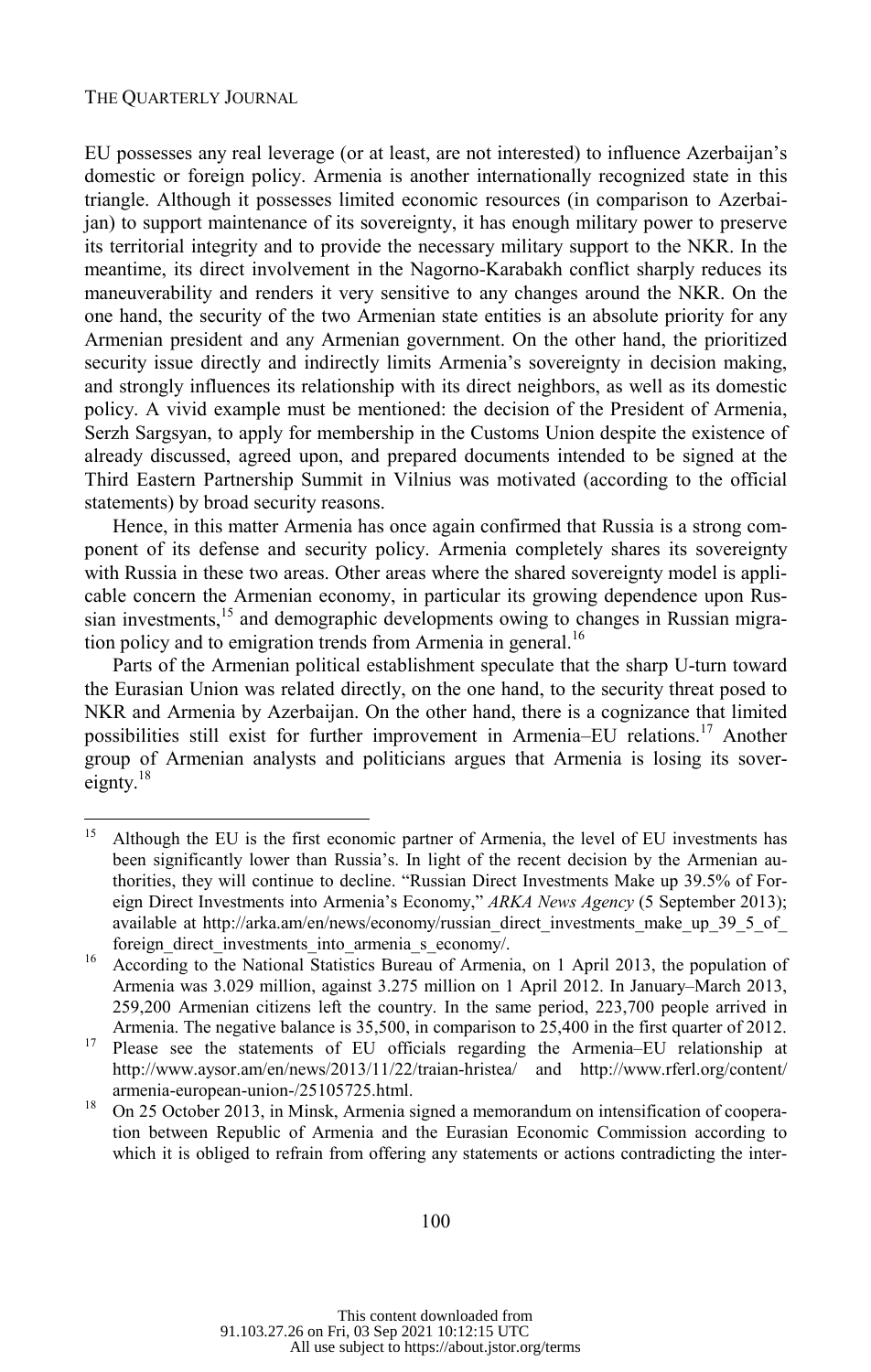EU possesses any real leverage (or at least, are not interested) to influence Azerbaijan's domestic or foreign policy. Armenia is another internationally recognized state in this triangle. Although it possesses limited economic resources (in comparison to Azerbaijan) to support maintenance of its sovereignty, it has enough military power to preserve its territorial integrity and to provide the necessary military support to the NKR. In the meantime, its direct involvement in the Nagorno-Karabakh conflict sharply reduces its maneuverability and renders it very sensitive to any changes around the NKR. On the one hand, the security of the two Armenian state entities is an absolute priority for any Armenian president and any Armenian government. On the other hand, the prioritized security issue directly and indirectly limits Armenia's sovereignty in decision making, and strongly influences its relationship with its direct neighbors, as well as its domestic policy. A vivid example must be mentioned: the decision of the President of Armenia, Serzh Sargsyan, to apply for membership in the Customs Union despite the existence of already discussed, agreed upon, and prepared documents intended to be signed at the Third Eastern Partnership Summit in Vilnius was motivated (according to the official statements) by broad security reasons.

Hence, in this matter Armenia has once again confirmed that Russia is a strong component of its defense and security policy. Armenia completely shares its sovereignty with Russia in these two areas. Other areas where the shared sovereignty model is applicable concern the Armenian economy, in particular its growing dependence upon Russian investments,[15] and demographic developments owing to changes in Russian migration policy and to emigration trends from Armenia in general.[16]

Parts of the Armenian political establishment speculate that the sharp U-turn toward the Eurasian Union was related directly, on the one hand, to the security threat posed to NKR and Armenia by Azerbaijan. On the other hand, there is a cognizance that limited possibilities still exist for further improvement in Armenia–EU relations.[17] Another group of Armenian analysts and politicians argues that Armenia is losing its sovereignty.[18]

---

[15] Although the EU is the first economic partner of Armenia, the level of EU investments has been significantly lower than Russia's. In light of the recent decision by the Armenian authorities, they will continue to decline. "Russian Direct Investments Make up 39.5% of Foreign Direct Investments into Armenia's Economy," *ARKA News Agency* (5 September 2013); available at http://arka.am/en/news/economy/russian_direct_investments_make_up_39_5_of_foreign_direct_investments_into_armenia_s_economy/.

[16] According to the National Statistics Bureau of Armenia, on 1 April 2013, the population of Armenia was 3.029 million, against 3.275 million on 1 April 2012. In January–March 2013, 259,200 Armenian citizens left the country. In the same period, 223,700 people arrived in Armenia. The negative balance is 35,500, in comparison to 25,400 in the first quarter of 2012.

[17] Please see the statements of EU officials regarding the Armenia–EU relationship at http://www.aysor.am/en/news/2013/11/22/traian-hristea/ and http://www.rferl.org/content/armenia-european-union-/25105725.html.

[18] On 25 October 2013, in Minsk, Armenia signed a memorandum on intensification of cooperation between Republic of Armenia and the Eurasian Economic Commission according to which it is obliged to refrain from offering any statements or actions contradicting the inter-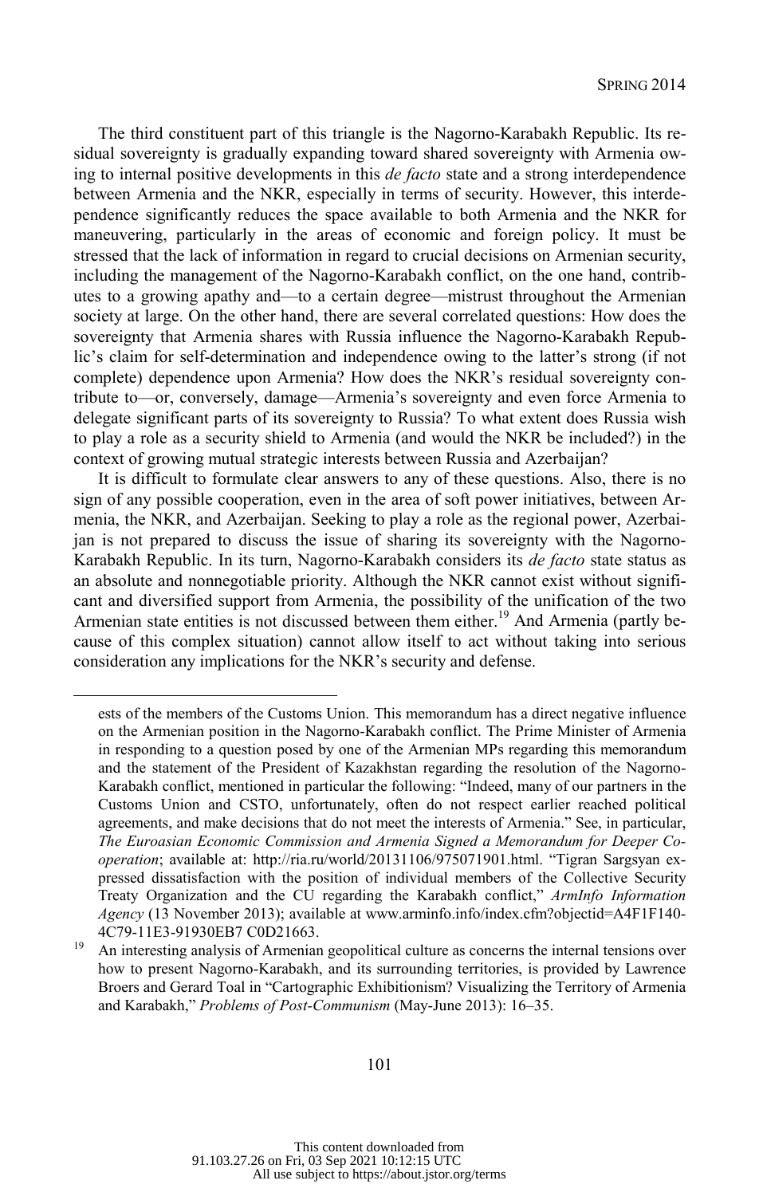The third constituent part of this triangle is the Nagorno-Karabakh Republic. Its residual sovereignty is gradually expanding toward shared sovereignty with Armenia owing to internal positive developments in this *de facto* state and a strong interdependence between Armenia and the NKR, especially in terms of security. However, this interdependence significantly reduces the space available to both Armenia and the NKR for maneuvering, particularly in the areas of economic and foreign policy. It must be stressed that the lack of information in regard to crucial decisions on Armenian security, including the management of the Nagorno-Karabakh conflict, on the one hand, contributes to a growing apathy and—to a certain degree—mistrust throughout the Armenian society at large. On the other hand, there are several correlated questions: How does the sovereignty that Armenia shares with Russia influence the Nagorno-Karabakh Republic's claim for self-determination and independence owing to the latter's strong (if not complete) dependence upon Armenia? How does the NKR's residual sovereignty contribute to—or, conversely, damage—Armenia's sovereignty and even force Armenia to delegate significant parts of its sovereignty to Russia? To what extent does Russia wish to play a role as a security shield to Armenia (and would the NKR be included?) in the context of growing mutual strategic interests between Russia and Azerbaijan?

It is difficult to formulate clear answers to any of these questions. Also, there is no sign of any possible cooperation, even in the area of soft power initiatives, between Armenia, the NKR, and Azerbaijan. Seeking to play a role as the regional power, Azerbaijan is not prepared to discuss the issue of sharing its sovereignty with the Nagorno-Karabakh Republic. In its turn, Nagorno-Karabakh considers its *de facto* state status as an absolute and nonnegotiable priority. Although the NKR cannot exist without significant and diversified support from Armenia, the possibility of the unification of the two Armenian state entities is not discussed between them either.[19] And Armenia (partly because of this complex situation) cannot allow itself to act without taking into serious consideration any implications for the NKR's security and defense.

---

ests of the members of the Customs Union. This memorandum has a direct negative influence on the Armenian position in the Nagorno-Karabakh conflict. The Prime Minister of Armenia in responding to a question posed by one of the Armenian MPs regarding this memorandum and the statement of the President of Kazakhstan regarding the resolution of the Nagorno-Karabakh conflict, mentioned in particular the following: "Indeed, many of our partners in the Customs Union and CSTO, unfortunately, often do not respect earlier reached political agreements, and make decisions that do not meet the interests of Armenia." See, in particular, *The Euroasian Economic Commission and Armenia Signed a Memorandum for Deeper Cooperation*; available at: http://ria.ru/world/20131106/975071901.html. "Tigran Sargsyan expressed dissatisfaction with the position of individual members of the Collective Security Treaty Organization and the CU regarding the Karabakh conflict," *ArmInfo Information Agency* (13 November 2013); available at www.arminfo.info/index.cfm?objectid=A4F1F140-4C79-11E3-91930EB7 C0D21663.

[19] An interesting analysis of Armenian geopolitical culture as concerns the internal tensions over how to present Nagorno-Karabakh, and its surrounding territories, is provided by Lawrence Broers and Gerard Toal in "Cartographic Exhibitionism? Visualizing the Territory of Armenia and Karabakh," *Problems of Post-Communism* (May-June 2013): 16–35.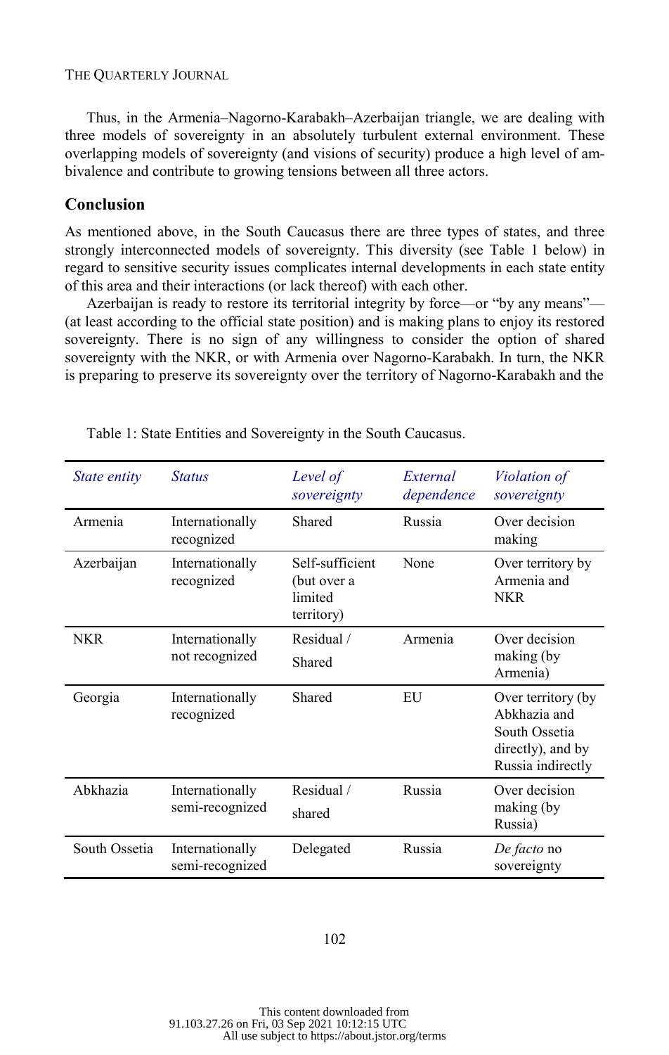Thus, in the Armenia–Nagorno-Karabakh–Azerbaijan triangle, we are dealing with three models of sovereignty in an absolutely turbulent external environment. These overlapping models of sovereignty (and visions of security) produce a high level of ambivalence and contribute to growing tensions between all three actors.

## Conclusion

As mentioned above, in the South Caucasus there are three types of states, and three strongly interconnected models of sovereignty. This diversity (see Table 1 below) in regard to sensitive security issues complicates internal developments in each state entity of this area and their interactions (or lack thereof) with each other.

Azerbaijan is ready to restore its territorial integrity by force—or "by any means"—(at least according to the official state position) and is making plans to enjoy its restored sovereignty. There is no sign of any willingness to consider the option of shared sovereignty with the NKR, or with Armenia over Nagorno-Karabakh. In turn, the NKR is preparing to preserve its sovereignty over the territory of Nagorno-Karabakh and the

Table 1: State Entities and Sovereignty in the South Caucasus.

| *State entity* | *Status* | *Level of sovereignty* | *External dependence* | *Violation of sovereignty* |
|---|---|---|---|---|
| Armenia | Internationally recognized | Shared | Russia | Over decision making |
| Azerbaijan | Internationally recognized | Self-sufficient (but over a limited territory) | None | Over territory by Armenia and NKR |
| NKR | Internationally not recognized | Residual / Shared | Armenia | Over decision making (by Armenia) |
| Georgia | Internationally recognized | Shared | EU | Over territory (by Abkhazia and South Ossetia directly), and by Russia indirectly |
| Abkhazia | Internationally semi-recognized | Residual / shared | Russia | Over decision making (by Russia) |
| South Ossetia | Internationally semi-recognized | Delegated | Russia | *De facto* no sovereignty |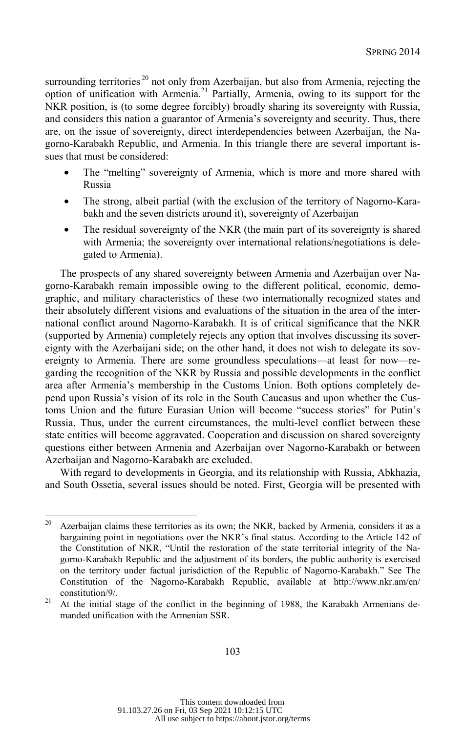surrounding territories [20] not only from Azerbaijan, but also from Armenia, rejecting the option of unification with Armenia.[21] Partially, Armenia, owing to its support for the NKR position, is (to some degree forcibly) broadly sharing its sovereignty with Russia, and considers this nation a guarantor of Armenia's sovereignty and security. Thus, there are, on the issue of sovereignty, direct interdependencies between Azerbaijan, the Nagorno-Karabakh Republic, and Armenia. In this triangle there are several important issues that must be considered:

- The "melting" sovereignty of Armenia, which is more and more shared with Russia
- The strong, albeit partial (with the exclusion of the territory of Nagorno-Karabakh and the seven districts around it), sovereignty of Azerbaijan
- The residual sovereignty of the NKR (the main part of its sovereignty is shared with Armenia; the sovereignty over international relations/negotiations is delegated to Armenia).

The prospects of any shared sovereignty between Armenia and Azerbaijan over Nagorno-Karabakh remain impossible owing to the different political, economic, demographic, and military characteristics of these two internationally recognized states and their absolutely different visions and evaluations of the situation in the area of the international conflict around Nagorno-Karabakh. It is of critical significance that the NKR (supported by Armenia) completely rejects any option that involves discussing its sovereignty with the Azerbaijani side; on the other hand, it does not wish to delegate its sovereignty to Armenia. There are some groundless speculations—at least for now—regarding the recognition of the NKR by Russia and possible developments in the conflict area after Armenia's membership in the Customs Union. Both options completely depend upon Russia's vision of its role in the South Caucasus and upon whether the Customs Union and the future Eurasian Union will become "success stories" for Putin's Russia. Thus, under the current circumstances, the multi-level conflict between these state entities will become aggravated. Cooperation and discussion on shared sovereignty questions either between Armenia and Azerbaijan over Nagorno-Karabakh or between Azerbaijan and Nagorno-Karabakh are excluded.

With regard to developments in Georgia, and its relationship with Russia, Abkhazia, and South Ossetia, several issues should be noted. First, Georgia will be presented with

---

[20] Azerbaijan claims these territories as its own; the NKR, backed by Armenia, considers it as a bargaining point in negotiations over the NKR's final status. According to the Article 142 of the Constitution of NKR, "Until the restoration of the state territorial integrity of the Nagorno-Karabakh Republic and the adjustment of its borders, the public authority is exercised on the territory under factual jurisdiction of the Republic of Nagorno-Karabakh." See The Constitution of the Nagorno-Karabakh Republic, available at http://www.nkr.am/en/constitution/9/.

[21] At the initial stage of the conflict in the beginning of 1988, the Karabakh Armenians demanded unification with the Armenian SSR.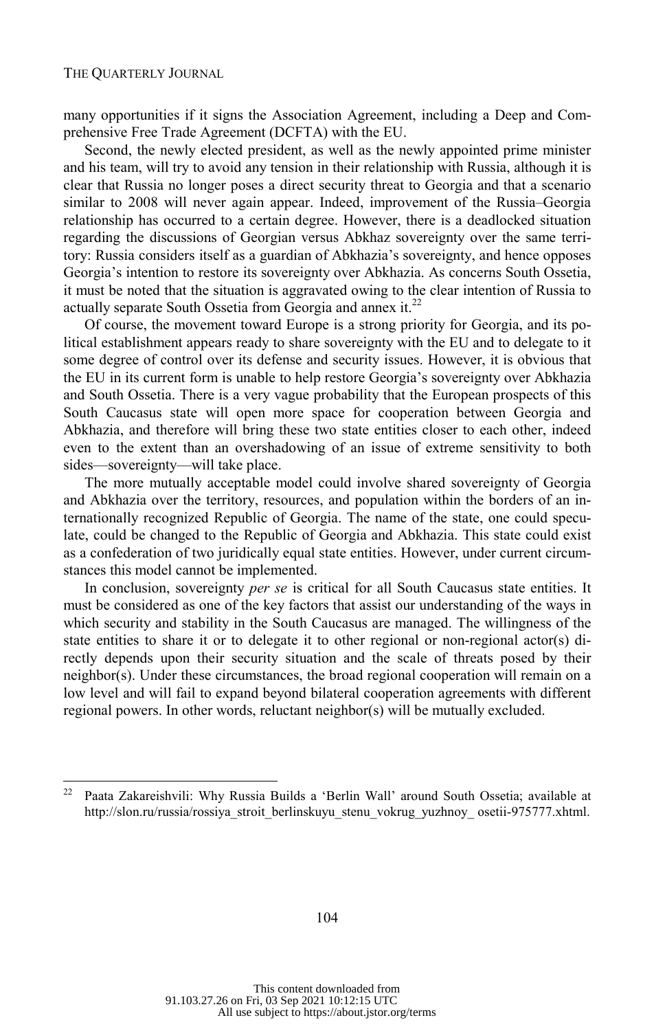many opportunities if it signs the Association Agreement, including a Deep and Comprehensive Free Trade Agreement (DCFTA) with the EU.

Second, the newly elected president, as well as the newly appointed prime minister and his team, will try to avoid any tension in their relationship with Russia, although it is clear that Russia no longer poses a direct security threat to Georgia and that a scenario similar to 2008 will never again appear. Indeed, improvement of the Russia–Georgia relationship has occurred to a certain degree. However, there is a deadlocked situation regarding the discussions of Georgian versus Abkhaz sovereignty over the same territory: Russia considers itself as a guardian of Abkhazia's sovereignty, and hence opposes Georgia's intention to restore its sovereignty over Abkhazia. As concerns South Ossetia, it must be noted that the situation is aggravated owing to the clear intention of Russia to actually separate South Ossetia from Georgia and annex it.[22]

Of course, the movement toward Europe is a strong priority for Georgia, and its political establishment appears ready to share sovereignty with the EU and to delegate to it some degree of control over its defense and security issues. However, it is obvious that the EU in its current form is unable to help restore Georgia's sovereignty over Abkhazia and South Ossetia. There is a very vague probability that the European prospects of this South Caucasus state will open more space for cooperation between Georgia and Abkhazia, and therefore will bring these two state entities closer to each other, indeed even to the extent than an overshadowing of an issue of extreme sensitivity to both sides—sovereignty—will take place.

The more mutually acceptable model could involve shared sovereignty of Georgia and Abkhazia over the territory, resources, and population within the borders of an internationally recognized Republic of Georgia. The name of the state, one could speculate, could be changed to the Republic of Georgia and Abkhazia. This state could exist as a confederation of two juridically equal state entities. However, under current circumstances this model cannot be implemented.

In conclusion, sovereignty *per se* is critical for all South Caucasus state entities. It must be considered as one of the key factors that assist our understanding of the ways in which security and stability in the South Caucasus are managed. The willingness of the state entities to share it or to delegate it to other regional or non-regional actor(s) directly depends upon their security situation and the scale of threats posed by their neighbor(s). Under these circumstances, the broad regional cooperation will remain on a low level and will fail to expand beyond bilateral cooperation agreements with different regional powers. In other words, reluctant neighbor(s) will be mutually excluded.

---

[22] Paata Zakareishvili: Why Russia Builds a 'Berlin Wall' around South Ossetia; available at http://slon.ru/russia/rossiya_stroit_berlinskuyu_stenu_vokrug_yuzhnoy_ osetii-975777.xhtml.